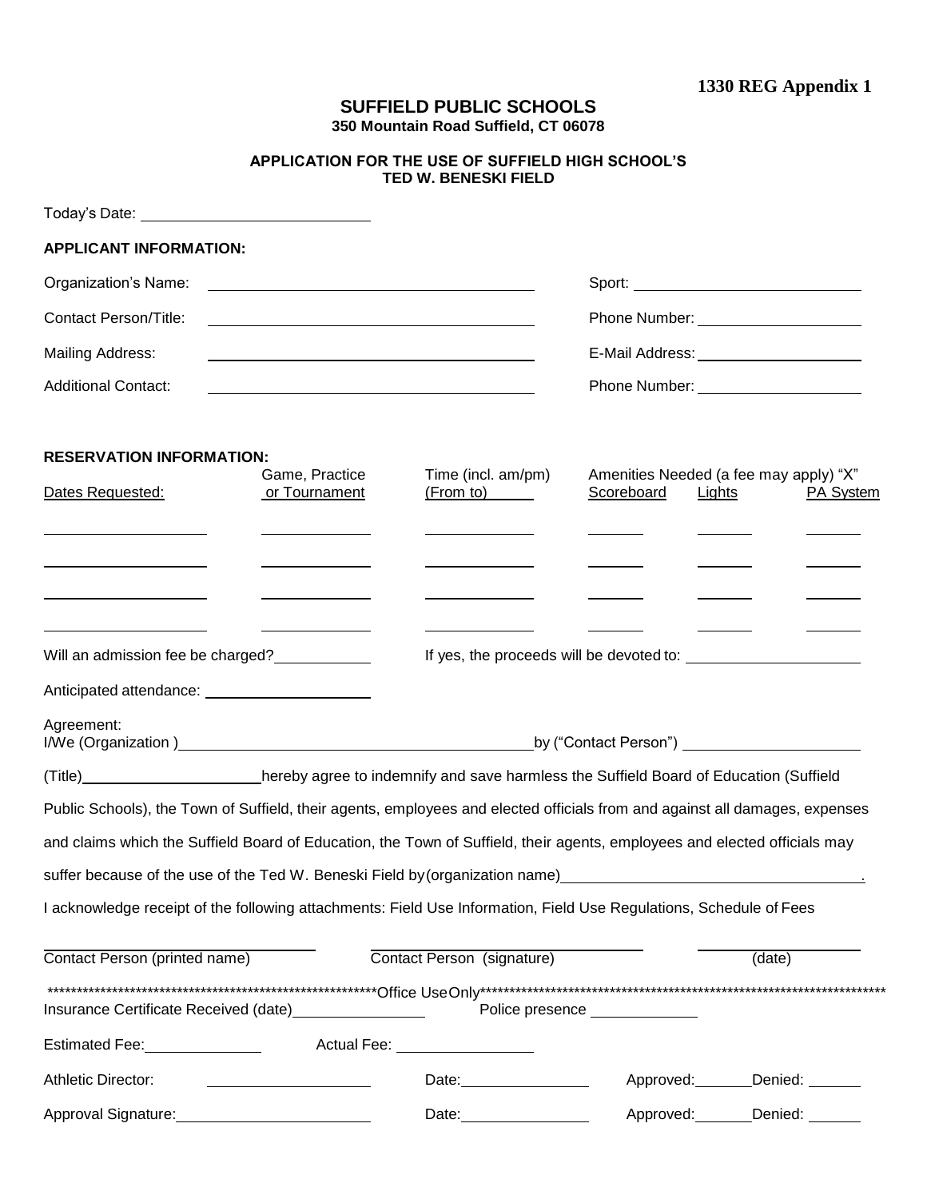1330 REG Appendix 1

# SUFFIELD PUBLIC SCHOOLS

**350 Mountain Road Suffield, CT 06078**

## APPLICATION FOR THE USE OF SUFFIELD HIGH SCHOOL'S TED W. BENESKI FIELD

Today's Date: ______________________

**APPLICANT INFORMATION:**

Organization's Name: ______________________________ Sport: ______________________

Contact Person/Title: ______________________________ Phone Number: ________________

Mailing Address: ______________________________ E-Mail Address: ________________

Additional Contact: ______________________________ Phone Number: ________________

**RESERVATION INFORMATION:**

| Dates Requested: | Game, Practice or Tournament | Time (incl. am/pm) (From to) | Amenities Needed (a fee may apply) "X" Scoreboard | Lights | PA System |
|---|---|---|---|---|---|
| | | | | | |
| | | | | | |
| | | | | | |
| | | | | | |

Will an admission fee be charged? __________ If yes, the proceeds will be devoted to: ________________

Anticipated attendance: ________________

Agreement:
I/We (Organization ) ________________________________ by ("Contact Person") ________________

(Title) ________________ hereby agree to indemnify and save harmless the Suffield Board of Education (Suffield Public Schools), the Town of Suffield, their agents, employees and elected officials from and against all damages, expenses and claims which the Suffield Board of Education, the Town of Suffield, their agents, employees and elected officials may suffer because of the use of the Ted W. Beneski Field by (organization name) ______________________________.

I acknowledge receipt of the following attachments: Field Use Information, Field Use Regulations, Schedule of Fees

________________________ ________________________ ________________
Contact Person (printed name) Contact Person (signature) (date)

*********************************************************Office Use Only*********************************************************************

Insurance Certificate Received (date) ______________ Police presence ____________

Estimated Fee: ____________ Actual Fee: ______________

Athletic Director: ________________ Date: ______________ Approved: ______ Denied: ______

Approval Signature: ________________ Date: ______________ Approved: ______ Denied: ______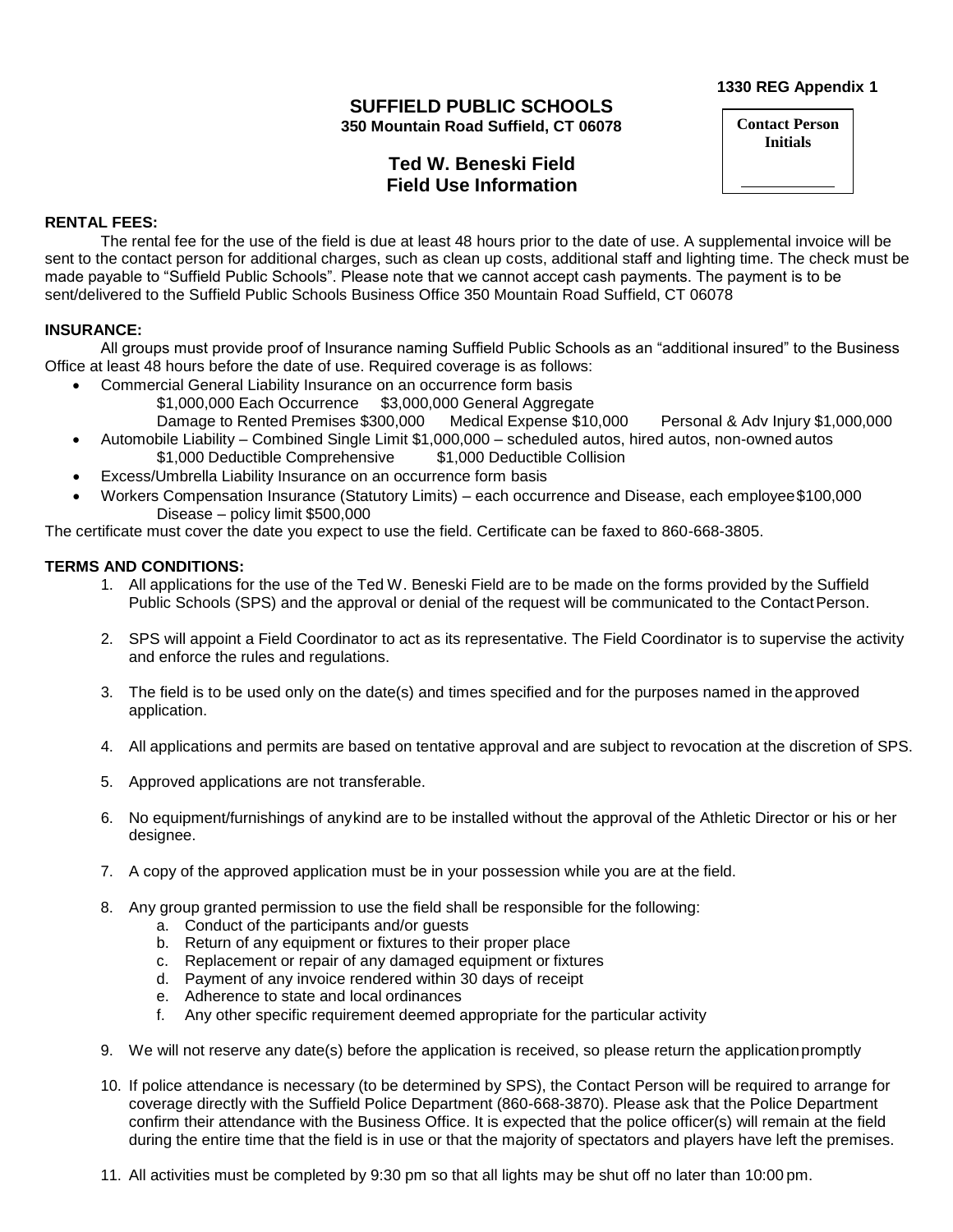**1330 REG Appendix 1**

| Contact Person Initials |
| --- |
| ___________ |

# SUFFIELD PUBLIC SCHOOLS

**350 Mountain Road Suffield, CT 06078**

## Ted W. Beneski Field
## Field Use Information

**RENTAL FEES:**

The rental fee for the use of the field is due at least 48 hours prior to the date of use. A supplemental invoice will be sent to the contact person for additional charges, such as clean up costs, additional staff and lighting time. The check must be made payable to "Suffield Public Schools". Please note that we cannot accept cash payments. The payment is to be sent/delivered to the Suffield Public Schools Business Office 350 Mountain Road Suffield, CT 06078

**INSURANCE:**

All groups must provide proof of Insurance naming Suffield Public Schools as an "additional insured" to the Business Office at least 48 hours before the date of use. Required coverage is as follows:

- Commercial General Liability Insurance on an occurrence form basis
  - $1,000,000 Each Occurrence    $3,000,000 General Aggregate
  - Damage to Rented Premises $300,000    Medical Expense $10,000    Personal & Adv Injury $1,000,000
- Automobile Liability – Combined Single Limit $1,000,000 – scheduled autos, hired autos, non-owned autos
  - $1,000 Deductible Comprehensive    $1,000 Deductible Collision
- Excess/Umbrella Liability Insurance on an occurrence form basis
- Workers Compensation Insurance (Statutory Limits) – each occurrence and Disease, each employee $100,000
  - Disease – policy limit $500,000

The certificate must cover the date you expect to use the field. Certificate can be faxed to 860-668-3805.

**TERMS AND CONDITIONS:**

1. All applications for the use of the Ted W. Beneski Field are to be made on the forms provided by the Suffield Public Schools (SPS) and the approval or denial of the request will be communicated to the Contact Person.

2. SPS will appoint a Field Coordinator to act as its representative. The Field Coordinator is to supervise the activity and enforce the rules and regulations.

3. The field is to be used only on the date(s) and times specified and for the purposes named in the approved application.

4. All applications and permits are based on tentative approval and are subject to revocation at the discretion of SPS.

5. Approved applications are not transferable.

6. No equipment/furnishings of any kind are to be installed without the approval of the Athletic Director or his or her designee.

7. A copy of the approved application must be in your possession while you are at the field.

8. Any group granted permission to use the field shall be responsible for the following:
   a. Conduct of the participants and/or guests
   b. Return of any equipment or fixtures to their proper place
   c. Replacement or repair of any damaged equipment or fixtures
   d. Payment of any invoice rendered within 30 days of receipt
   e. Adherence to state and local ordinances
   f. Any other specific requirement deemed appropriate for the particular activity

9. We will not reserve any date(s) before the application is received, so please return the application promptly

10. If police attendance is necessary (to be determined by SPS), the Contact Person will be required to arrange for coverage directly with the Suffield Police Department (860-668-3870). Please ask that the Police Department confirm their attendance with the Business Office. It is expected that the police officer(s) will remain at the field during the entire time that the field is in use or that the majority of spectators and players have left the premises.

11. All activities must be completed by 9:30 pm so that all lights may be shut off no later than 10:00 pm.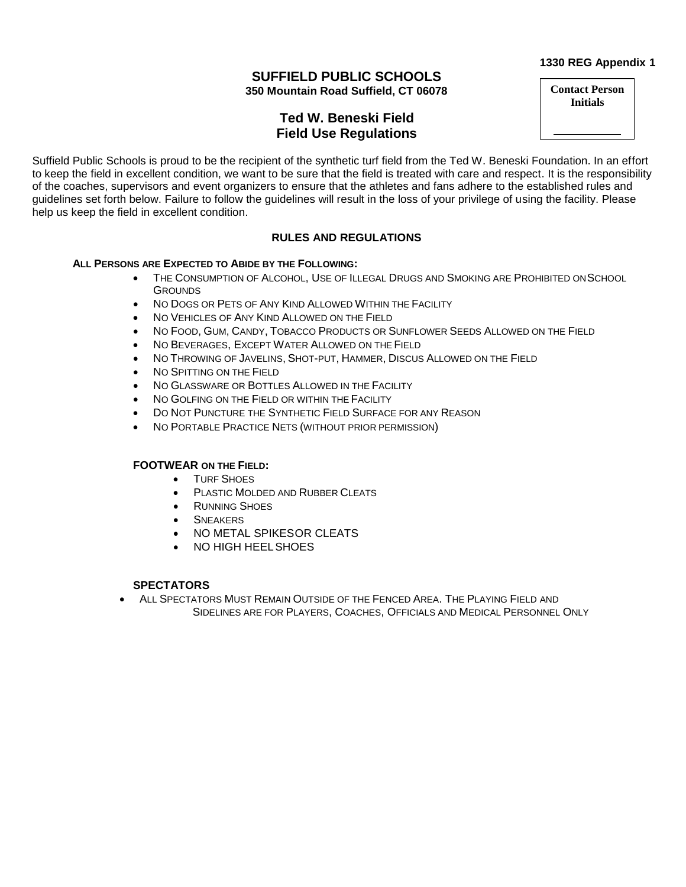**1330 REG Appendix 1**

| Contact Person Initials |
| --- |
| ____________ |

# SUFFIELD PUBLIC SCHOOLS

**350 Mountain Road Suffield, CT 06078**

## Ted W. Beneski Field
## Field Use Regulations

Suffield Public Schools is proud to be the recipient of the synthetic turf field from the Ted W. Beneski Foundation. In an effort to keep the field in excellent condition, we want to be sure that the field is treated with care and respect. It is the responsibility of the coaches, supervisors and event organizers to ensure that the athletes and fans adhere to the established rules and guidelines set forth below. Failure to follow the guidelines will result in the loss of your privilege of using the facility. Please help us keep the field in excellent condition.

### RULES AND REGULATIONS

**All Persons are Expected to Abide by the Following:**

- The Consumption of Alcohol, Use of Illegal Drugs and Smoking are Prohibited on School Grounds
- No Dogs or Pets of Any Kind Allowed Within the Facility
- No Vehicles of Any Kind Allowed on the Field
- No Food, Gum, Candy, Tobacco Products or Sunflower Seeds Allowed on the Field
- No Beverages, Except Water Allowed on the Field
- No Throwing of Javelins, Shot-put, Hammer, Discus Allowed on the Field
- No Spitting on the Field
- No Glassware or Bottles Allowed in the Facility
- No Golfing on the Field or within the Facility
- Do Not Puncture the Synthetic Field Surface for any Reason
- No Portable Practice Nets (without prior permission)

**FOOTWEAR on the Field:**

- Turf Shoes
- Plastic Molded and Rubber Cleats
- Running Shoes
- Sneakers
- NO METAL SPIKES OR CLEATS
- NO HIGH HEEL SHOES

**SPECTATORS**

- All Spectators Must Remain Outside of the Fenced Area. The Playing Field and Sidelines are for Players, Coaches, Officials and Medical Personnel Only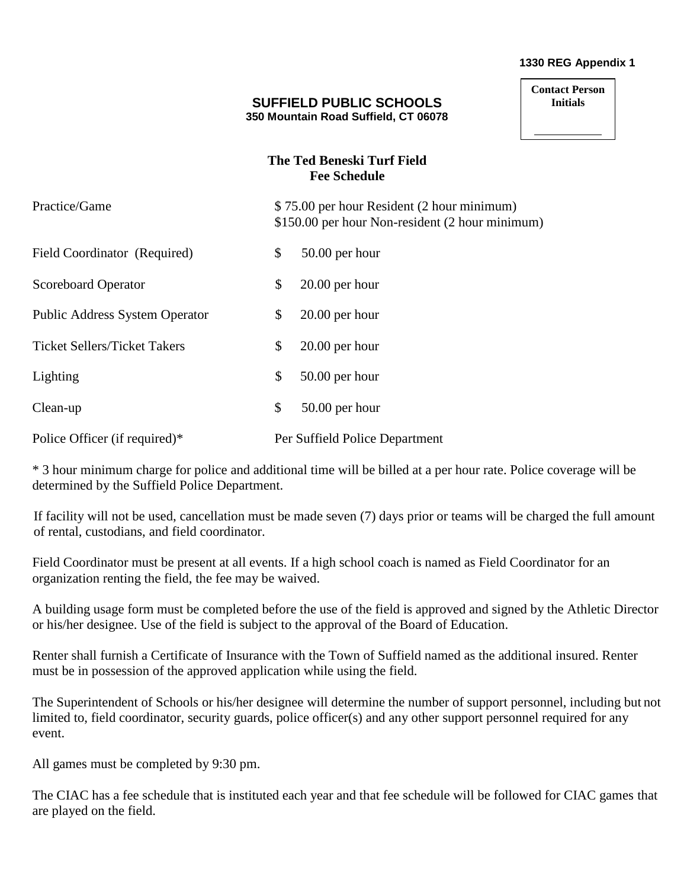**1330 REG Appendix 1**

| Contact Person Initials |
|---|
| ____________ |

## SUFFIELD PUBLIC SCHOOLS

**350 Mountain Road Suffield, CT 06078**

### The Ted Beneski Turf Field Fee Schedule

| | |
|---|---|
| Practice/Game | $ 75.00 per hour Resident (2 hour minimum)<br>$150.00 per hour Non-resident (2 hour minimum) |
| Field Coordinator (Required) | $ 50.00 per hour |
| Scoreboard Operator | $ 20.00 per hour |
| Public Address System Operator | $ 20.00 per hour |
| Ticket Sellers/Ticket Takers | $ 20.00 per hour |
| Lighting | $ 50.00 per hour |
| Clean-up | $ 50.00 per hour |
| Police Officer (if required)* | Per Suffield Police Department |

* 3 hour minimum charge for police and additional time will be billed at a per hour rate. Police coverage will be determined by the Suffield Police Department.

If facility will not be used, cancellation must be made seven (7) days prior or teams will be charged the full amount of rental, custodians, and field coordinator.

Field Coordinator must be present at all events. If a high school coach is named as Field Coordinator for an organization renting the field, the fee may be waived.

A building usage form must be completed before the use of the field is approved and signed by the Athletic Director or his/her designee. Use of the field is subject to the approval of the Board of Education.

Renter shall furnish a Certificate of Insurance with the Town of Suffield named as the additional insured. Renter must be in possession of the approved application while using the field.

The Superintendent of Schools or his/her designee will determine the number of support personnel, including but not limited to, field coordinator, security guards, police officer(s) and any other support personnel required for any event.

All games must be completed by 9:30 pm.

The CIAC has a fee schedule that is instituted each year and that fee schedule will be followed for CIAC games that are played on the field.